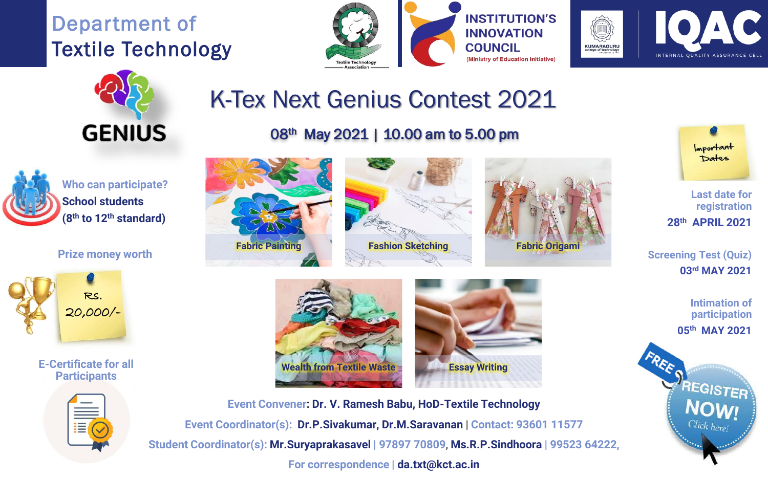# Department of Textile Technology

INSTITUTION'S INNOVATION COUNCIL (Ministry of Education Initiative)

IQAC — INTERNAL QUALITY ASSURANCE CELL

GENIUS

# K-Tex Next Genius Contest 2021

## 08th May 2021 | 10.00 am to 5.00 pm

**Who can participate?**
**School students (8th to 12th standard)**

**Prize money worth** Rs. 20,000/-

**E-Certificate for all Participants**

- Fabric Painting
- Fashion Sketching
- Fabric Origami
- Wealth from Textile Waste
- Essay Writing

**Important Dates**

- Last date for registration: **28th APRIL 2021**
- Screening Test (Quiz): **03rd MAY 2021**
- Intimation of participation: **05th MAY 2021**

FREE REGISTER NOW! Click here!

Event Convener: **Dr. V. Ramesh Babu, HoD-Textile Technology**

Event Coordinator(s): **Dr.P.Sivakumar, Dr.M.Saravanan** | Contact: 93601 11577

Student Coordinator(s): **Mr.Suryaprakasavel** | 97897 70809, **Ms.R.P.Sindhoora** | 99523 64222,

For correspondence | **da.txt@kct.ac.in**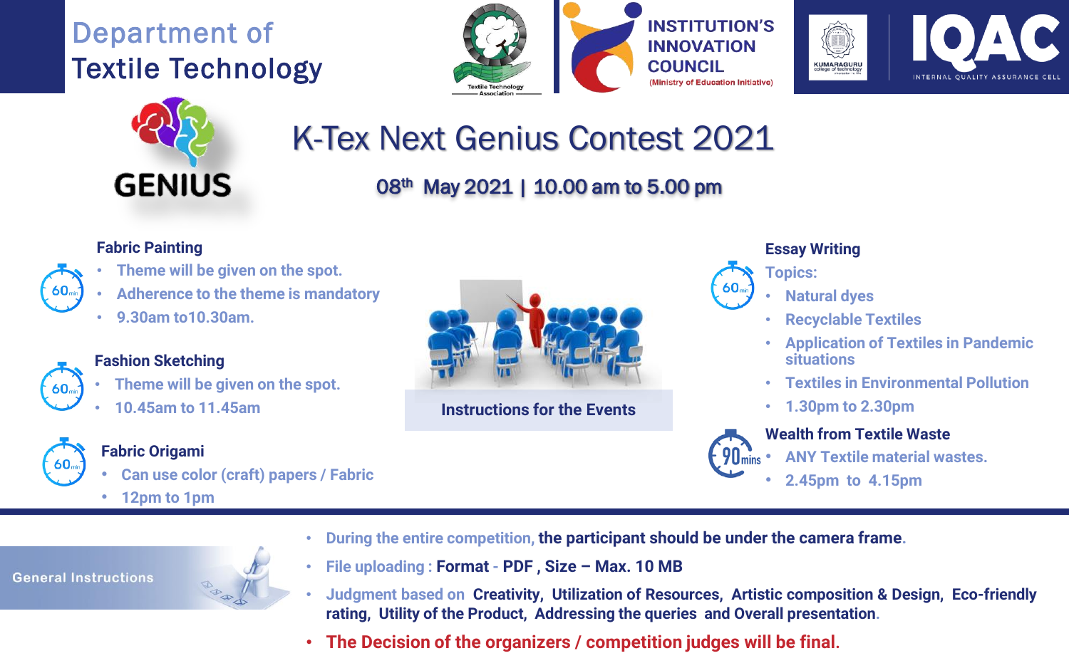Department of Textile Technology

INSTITUTION'S INNOVATION COUNCIL (Ministry of Education Initiative)

IQAC INTERNAL QUALITY ASSURANCE CELL

GENIUS

# K-Tex Next Genius Contest 2021

**08th May 2021 | 10.00 am to 5.00 pm**

### Fabric Painting

60 min

- Theme will be given on the spot.
- Adherence to the theme is mandatory
- 9.30am to10.30am.

### Fashion Sketching

60 min

- Theme will be given on the spot.
- 10.45am to 11.45am

### Fabric Origami

60 min

- Can use color (craft) papers / Fabric
- 12pm to 1pm

**Instructions for the Events**

### Essay Writing

60 min

Topics:

- Natural dyes
- Recyclable Textiles
- Application of Textiles in Pandemic situations
- Textiles in Environmental Pollution
- 1.30pm to 2.30pm

### Wealth from Textile Waste

90 mins

- ANY Textile material wastes.
- 2.45pm to 4.15pm

**General Instructions**

- During the entire competition, **the participant should be under the camera frame**.
- File uploading : **Format - PDF , Size – Max. 10 MB**
- Judgment based on **Creativity, Utilization of Resources, Artistic composition & Design, Eco-friendly rating, Utility of the Product, Addressing the queries and Overall presentation**.
- **The Decision of the organizers / competition judges will be final.**